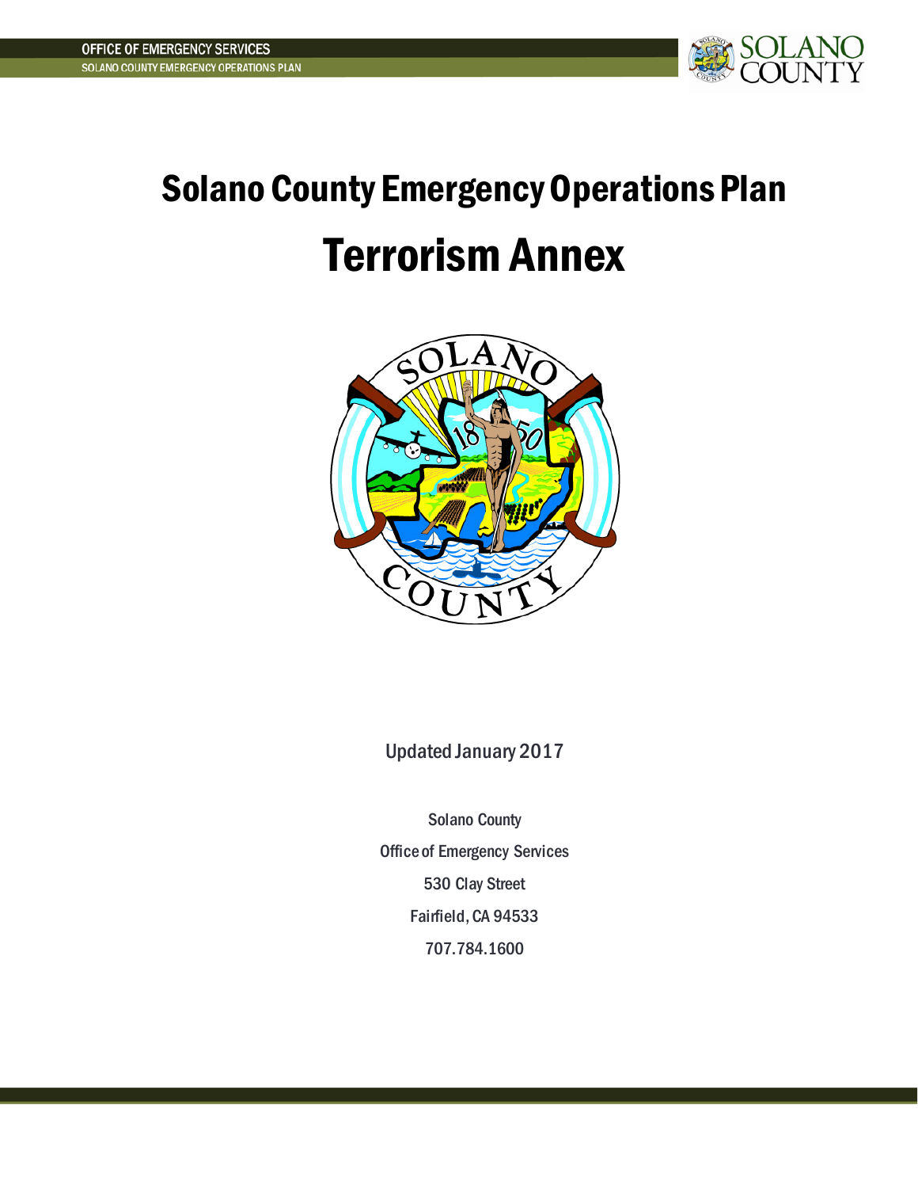# Solano County Emergency Operations Plan

# Terrorism Annex

Updated January 2017

Solano County

Office of Emergency Services

530 Clay Street

Fairfield, CA 94533

707.784.1600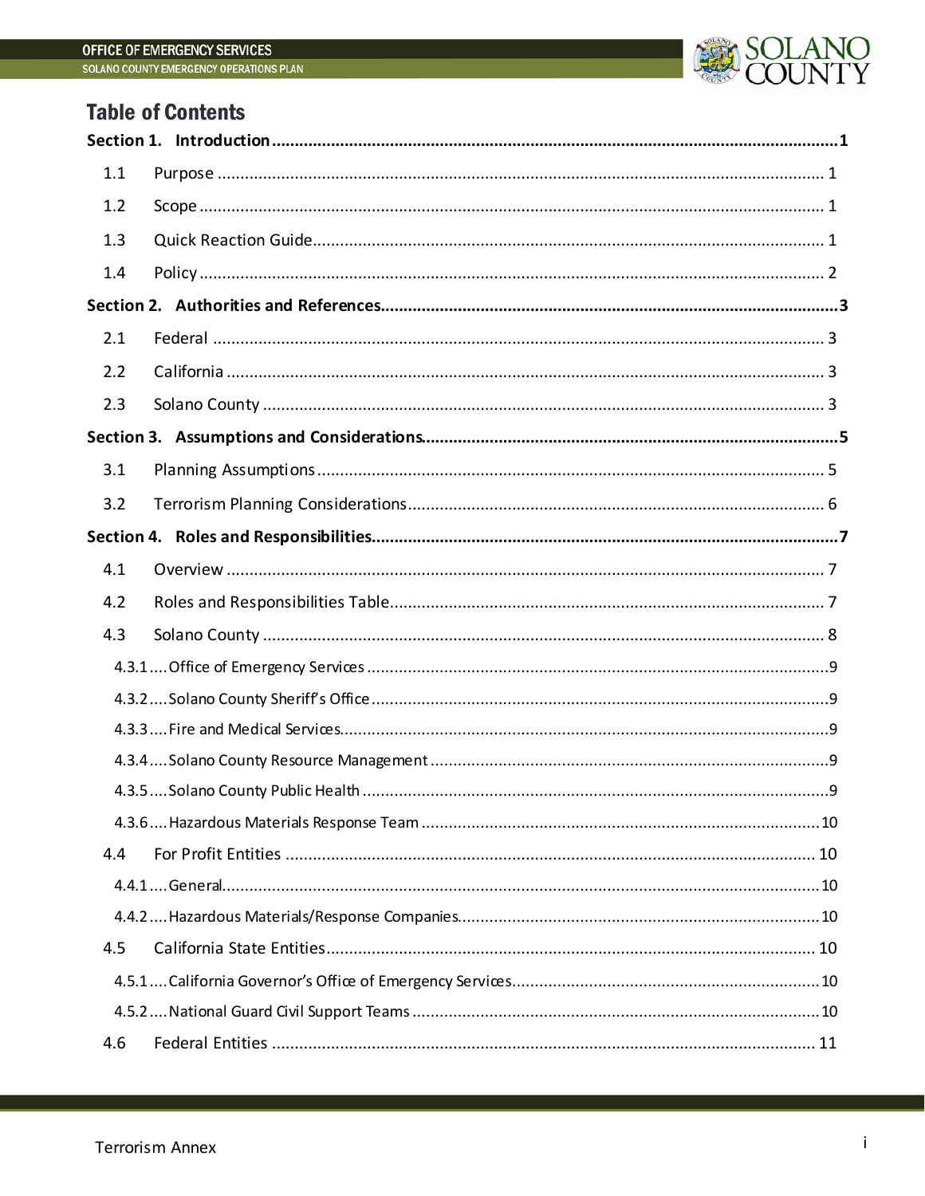## Table of Contents

**Section 1. Introduction ........................................................................................................... 1**

- 1.1 Purpose ..................................................................................................................... 1
- 1.2 Scope ......................................................................................................................... 1
- 1.3 Quick Reaction Guide ................................................................................................ 1
- 1.4 Policy ......................................................................................................................... 2

**Section 2. Authorities and References ..................................................................................... 3**

- 2.1 Federal ...................................................................................................................... 3
- 2.2 California .................................................................................................................. 3
- 2.3 Solano County ........................................................................................................... 3

**Section 3. Assumptions and Considerations ............................................................................. 5**

- 3.1 Planning Assumptions ............................................................................................... 5
- 3.2 Terrorism Planning Considerations ........................................................................... 6

**Section 4. Roles and Responsibilities ....................................................................................... 7**

- 4.1 Overview ................................................................................................................... 7
- 4.2 Roles and Responsibilities Table ............................................................................... 7
- 4.3 Solano County ........................................................................................................... 8
  - 4.3.1 .... Office of Emergency Services ..................................................................... 9
  - 4.3.2 .... Solano County Sheriff's Office ..................................................................... 9
  - 4.3.3 .... Fire and Medical Services ............................................................................ 9
  - 4.3.4 .... Solano County Resource Management ....................................................... 9
  - 4.3.5 .... Solano County Public Health ....................................................................... 9
  - 4.3.6 .... Hazardous Materials Response Team ........................................................ 10
- 4.4 For Profit Entities .................................................................................................... 10
  - 4.4.1 .... General ...................................................................................................... 10
  - 4.4.2 .... Hazardous Materials/Response Companies ............................................... 10
- 4.5 California State Entities ........................................................................................... 10
  - 4.5.1 .... California Governor's Office of Emergency Services .................................. 10
  - 4.5.2 .... National Guard Civil Support Teams .......................................................... 10
- 4.6 Federal Entities ....................................................................................................... 11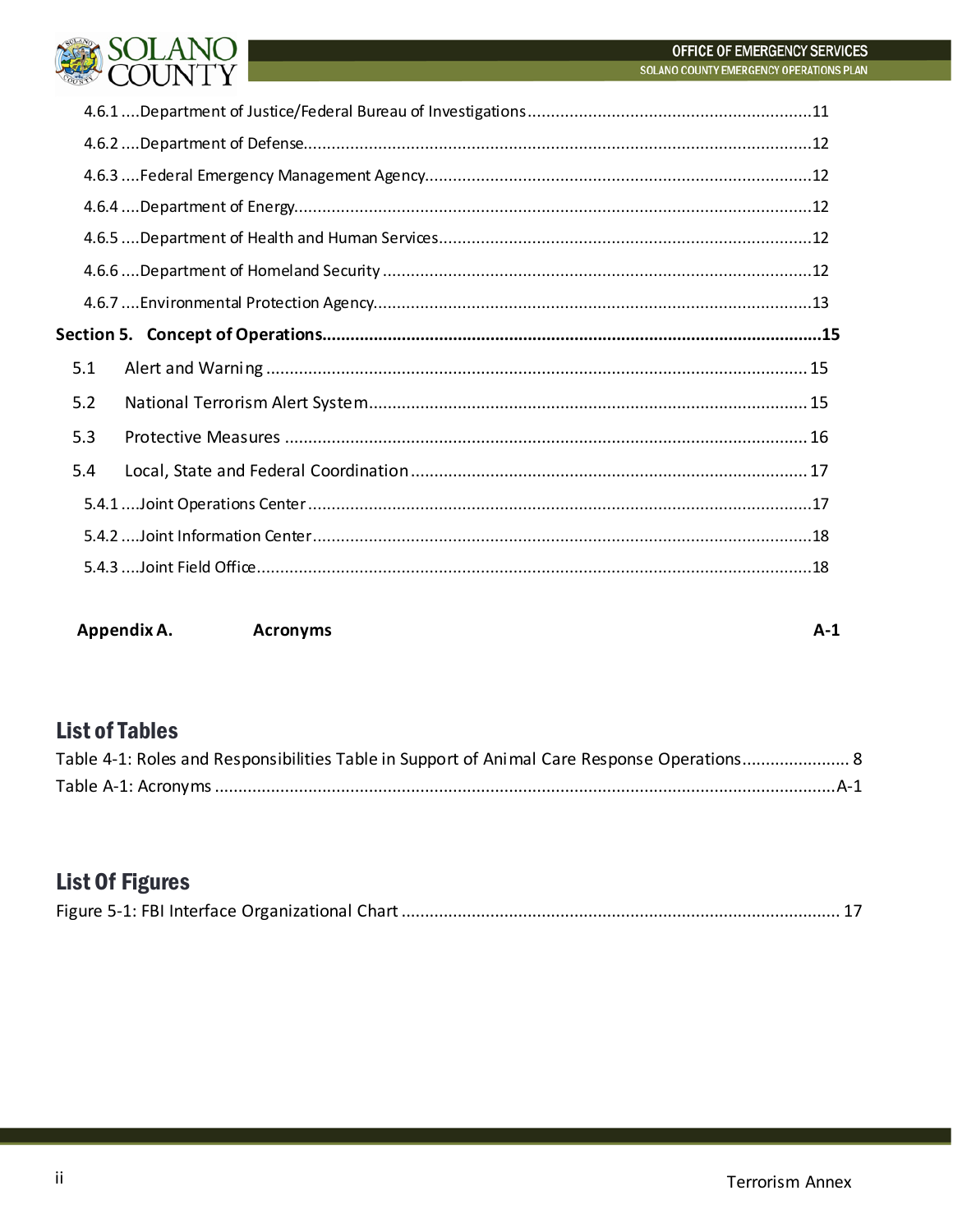4.6.1 ....Department of Justice/Federal Bureau of Investigations ....11

4.6.2 ....Department of Defense....12

4.6.3 ....Federal Emergency Management Agency....12

4.6.4 ....Department of Energy....12

4.6.5 ....Department of Health and Human Services....12

4.6.6 ....Department of Homeland Security ....12

4.6.7 ....Environmental Protection Agency....13

**Section 5. Concept of Operations....15**

5.1 Alert and Warning ....15

5.2 National Terrorism Alert System....15

5.3 Protective Measures ....16

5.4 Local, State and Federal Coordination....17

5.4.1 ....Joint Operations Center ....17

5.4.2 ....Joint Information Center....18

5.4.3 ....Joint Field Office....18

**Appendix A. Acronyms A-1**

## List of Tables

Table 4-1: Roles and Responsibilities Table in Support of Animal Care Response Operations.... 8

Table A-1: Acronyms ....A-1

## List Of Figures

Figure 5-1: FBI Interface Organizational Chart .... 17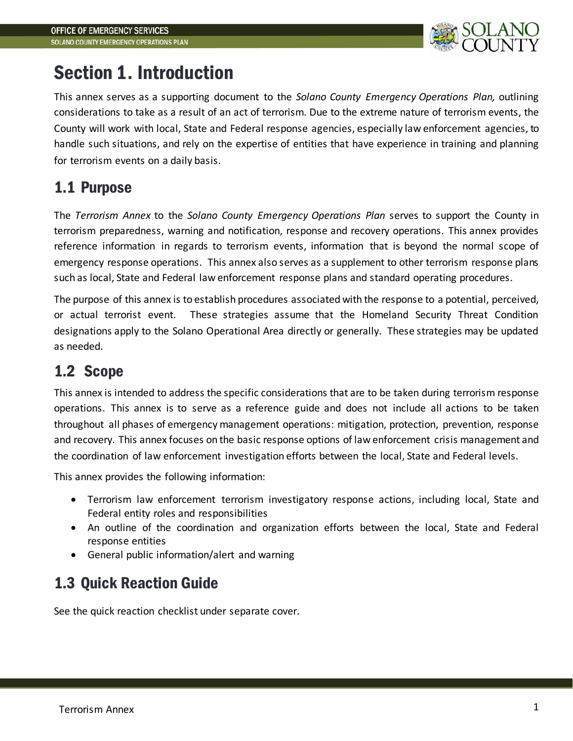# Section 1. Introduction

This annex serves as a supporting document to the *Solano County Emergency Operations Plan,* outlining considerations to take as a result of an act of terrorism. Due to the extreme nature of terrorism events, the County will work with local, State and Federal response agencies, especially law enforcement agencies, to handle such situations, and rely on the expertise of entities that have experience in training and planning for terrorism events on a daily basis.

## 1.1 Purpose

The *Terrorism Annex* to the *Solano County Emergency Operations Plan* serves to support the County in terrorism preparedness, warning and notification, response and recovery operations. This annex provides reference information in regards to terrorism events, information that is beyond the normal scope of emergency response operations. This annex also serves as a supplement to other terrorism response plans such as local, State and Federal law enforcement response plans and standard operating procedures.

The purpose of this annex is to establish procedures associated with the response to a potential, perceived, or actual terrorist event. These strategies assume that the Homeland Security Threat Condition designations apply to the Solano Operational Area directly or generally. These strategies may be updated as needed.

## 1.2 Scope

This annex is intended to address the specific considerations that are to be taken during terrorism response operations. This annex is to serve as a reference guide and does not include all actions to be taken throughout all phases of emergency management operations: mitigation, protection, prevention, response and recovery. This annex focuses on the basic response options of law enforcement crisis management and the coordination of law enforcement investigation efforts between the local, State and Federal levels.

This annex provides the following information:

- Terrorism law enforcement terrorism investigatory response actions, including local, State and Federal entity roles and responsibilities
- An outline of the coordination and organization efforts between the local, State and Federal response entities
- General public information/alert and warning

## 1.3 Quick Reaction Guide

See the quick reaction checklist under separate cover.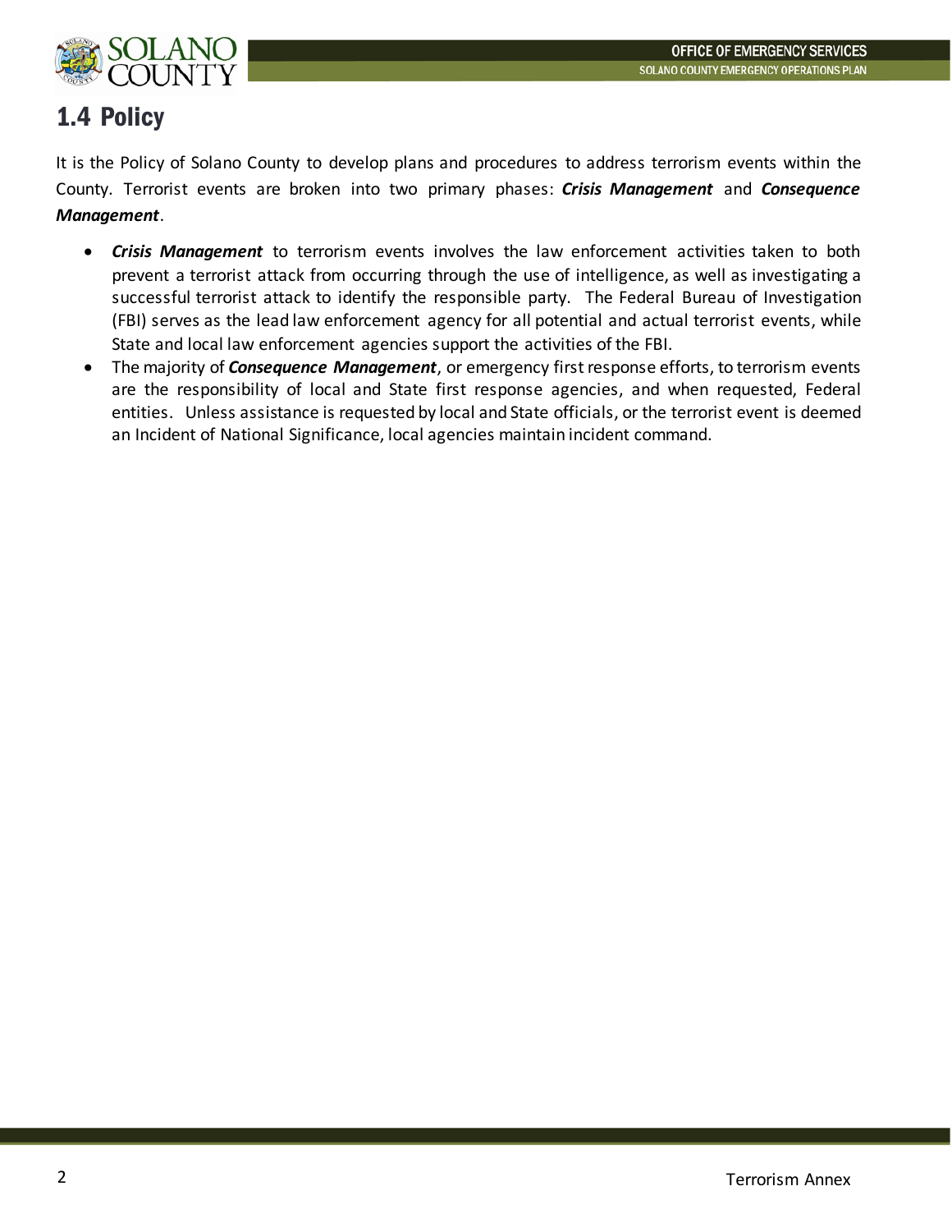## 1.4 Policy

It is the Policy of Solano County to develop plans and procedures to address terrorism events within the County. Terrorist events are broken into two primary phases: ***Crisis Management*** and ***Consequence Management***.

- ***Crisis Management*** to terrorism events involves the law enforcement activities taken to both prevent a terrorist attack from occurring through the use of intelligence, as well as investigating a successful terrorist attack to identify the responsible party. The Federal Bureau of Investigation (FBI) serves as the lead law enforcement agency for all potential and actual terrorist events, while State and local law enforcement agencies support the activities of the FBI.
- The majority of ***Consequence Management***, or emergency first response efforts, to terrorism events are the responsibility of local and State first response agencies, and when requested, Federal entities. Unless assistance is requested by local and State officials, or the terrorist event is deemed an Incident of National Significance, local agencies maintain incident command.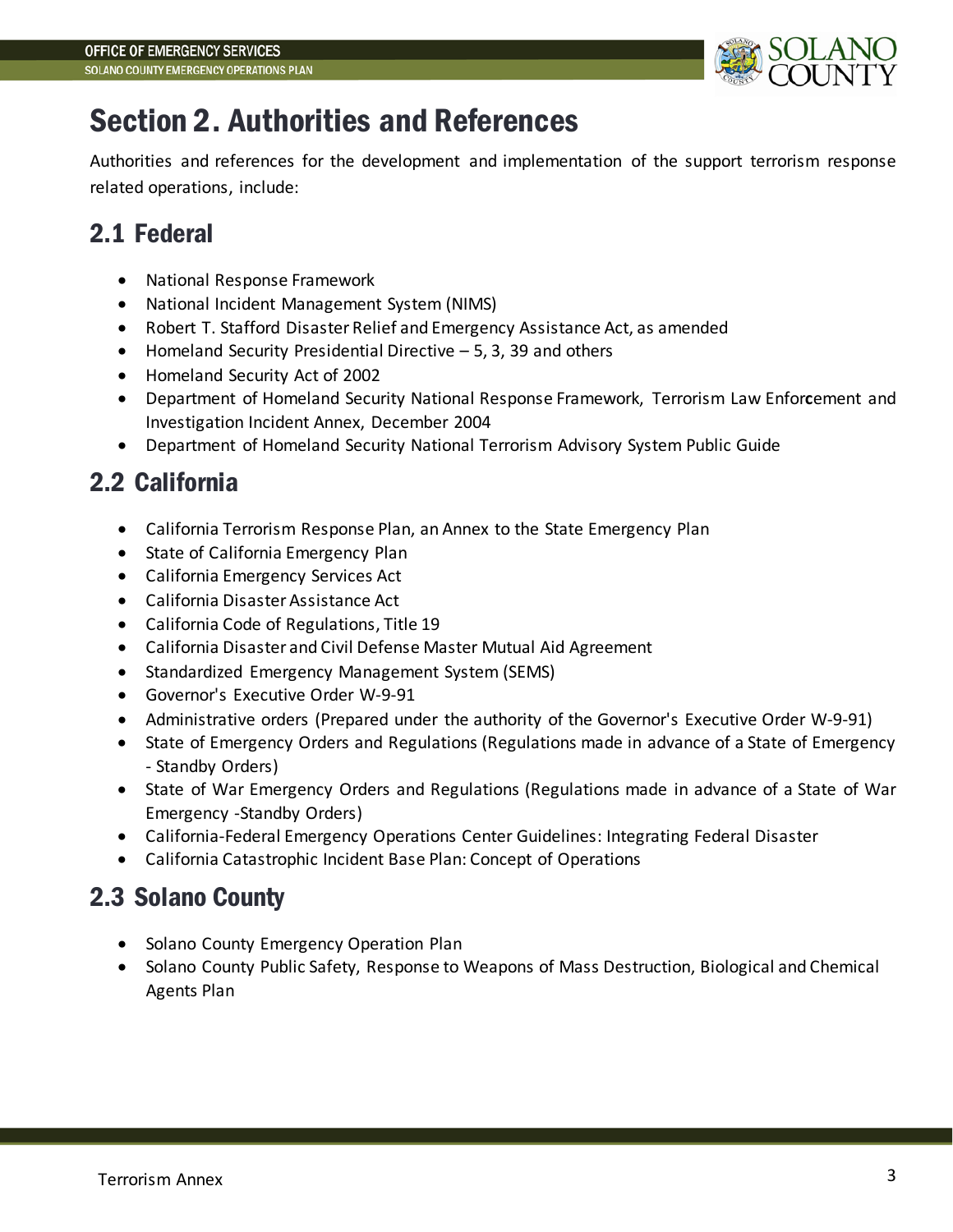# Section 2. Authorities and References

Authorities and references for the development and implementation of the support terrorism response related operations, include:

## 2.1 Federal

- National Response Framework
- National Incident Management System (NIMS)
- Robert T. Stafford Disaster Relief and Emergency Assistance Act, as amended
- Homeland Security Presidential Directive – 5, 3, 39 and others
- Homeland Security Act of 2002
- Department of Homeland Security National Response Framework, Terrorism Law Enforcement and Investigation Incident Annex, December 2004
- Department of Homeland Security National Terrorism Advisory System Public Guide

## 2.2 California

- California Terrorism Response Plan, an Annex to the State Emergency Plan
- State of California Emergency Plan
- California Emergency Services Act
- California Disaster Assistance Act
- California Code of Regulations, Title 19
- California Disaster and Civil Defense Master Mutual Aid Agreement
- Standardized Emergency Management System (SEMS)
- Governor's Executive Order W-9-91
- Administrative orders (Prepared under the authority of the Governor's Executive Order W-9-91)
- State of Emergency Orders and Regulations (Regulations made in advance of a State of Emergency - Standby Orders)
- State of War Emergency Orders and Regulations (Regulations made in advance of a State of War Emergency -Standby Orders)
- California-Federal Emergency Operations Center Guidelines: Integrating Federal Disaster
- California Catastrophic Incident Base Plan: Concept of Operations

## 2.3 Solano County

- Solano County Emergency Operation Plan
- Solano County Public Safety, Response to Weapons of Mass Destruction, Biological and Chemical Agents Plan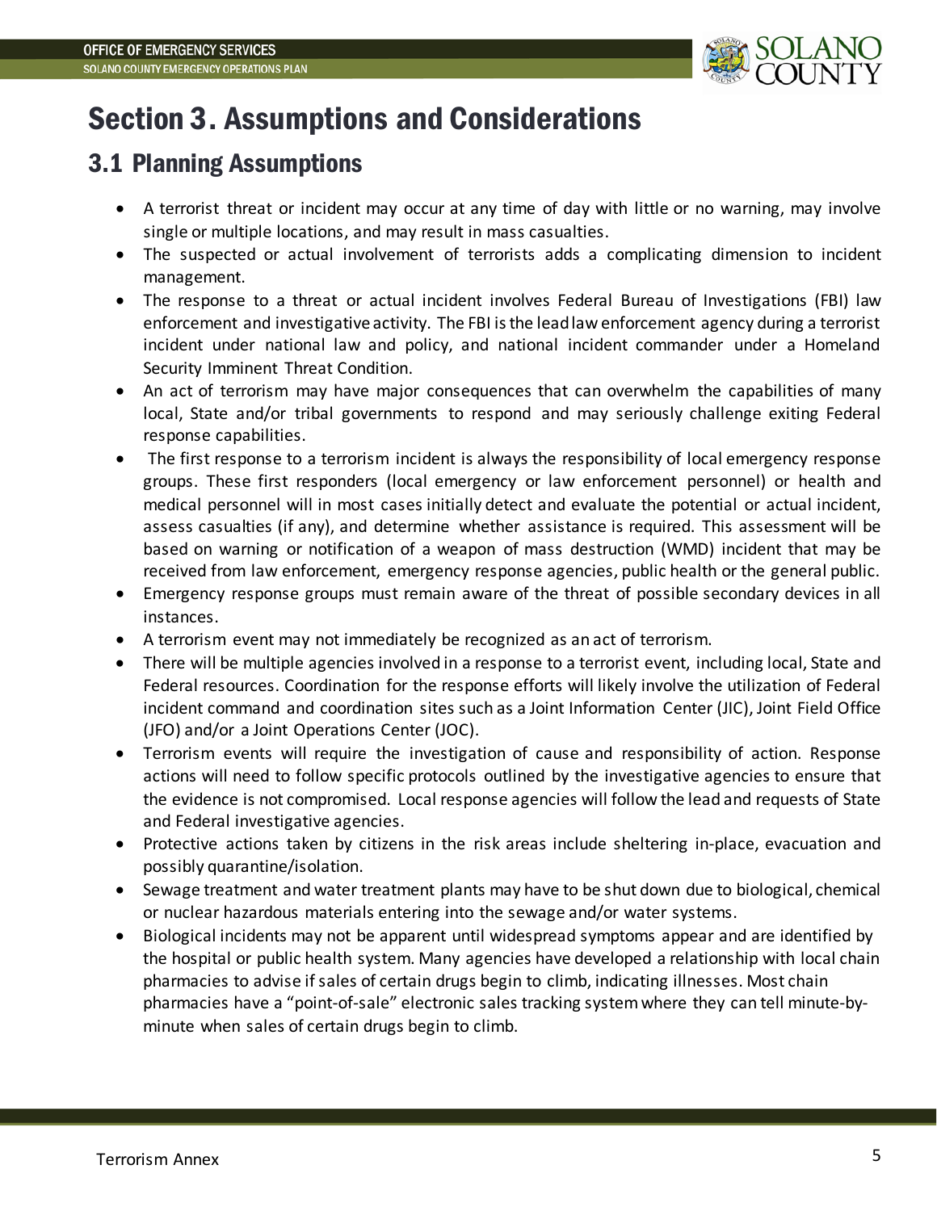# Section 3. Assumptions and Considerations

## 3.1 Planning Assumptions

- A terrorist threat or incident may occur at any time of day with little or no warning, may involve single or multiple locations, and may result in mass casualties.
- The suspected or actual involvement of terrorists adds a complicating dimension to incident management.
- The response to a threat or actual incident involves Federal Bureau of Investigations (FBI) law enforcement and investigative activity. The FBI is the lead law enforcement agency during a terrorist incident under national law and policy, and national incident commander under a Homeland Security Imminent Threat Condition.
- An act of terrorism may have major consequences that can overwhelm the capabilities of many local, State and/or tribal governments to respond and may seriously challenge exiting Federal response capabilities.
- The first response to a terrorism incident is always the responsibility of local emergency response groups. These first responders (local emergency or law enforcement personnel) or health and medical personnel will in most cases initially detect and evaluate the potential or actual incident, assess casualties (if any), and determine whether assistance is required. This assessment will be based on warning or notification of a weapon of mass destruction (WMD) incident that may be received from law enforcement, emergency response agencies, public health or the general public.
- Emergency response groups must remain aware of the threat of possible secondary devices in all instances.
- A terrorism event may not immediately be recognized as an act of terrorism.
- There will be multiple agencies involved in a response to a terrorist event, including local, State and Federal resources. Coordination for the response efforts will likely involve the utilization of Federal incident command and coordination sites such as a Joint Information Center (JIC), Joint Field Office (JFO) and/or a Joint Operations Center (JOC).
- Terrorism events will require the investigation of cause and responsibility of action. Response actions will need to follow specific protocols outlined by the investigative agencies to ensure that the evidence is not compromised. Local response agencies will follow the lead and requests of State and Federal investigative agencies.
- Protective actions taken by citizens in the risk areas include sheltering in-place, evacuation and possibly quarantine/isolation.
- Sewage treatment and water treatment plants may have to be shut down due to biological, chemical or nuclear hazardous materials entering into the sewage and/or water systems.
- Biological incidents may not be apparent until widespread symptoms appear and are identified by the hospital or public health system. Many agencies have developed a relationship with local chain pharmacies to advise if sales of certain drugs begin to climb, indicating illnesses. Most chain pharmacies have a "point-of-sale" electronic sales tracking system where they can tell minute-by-minute when sales of certain drugs begin to climb.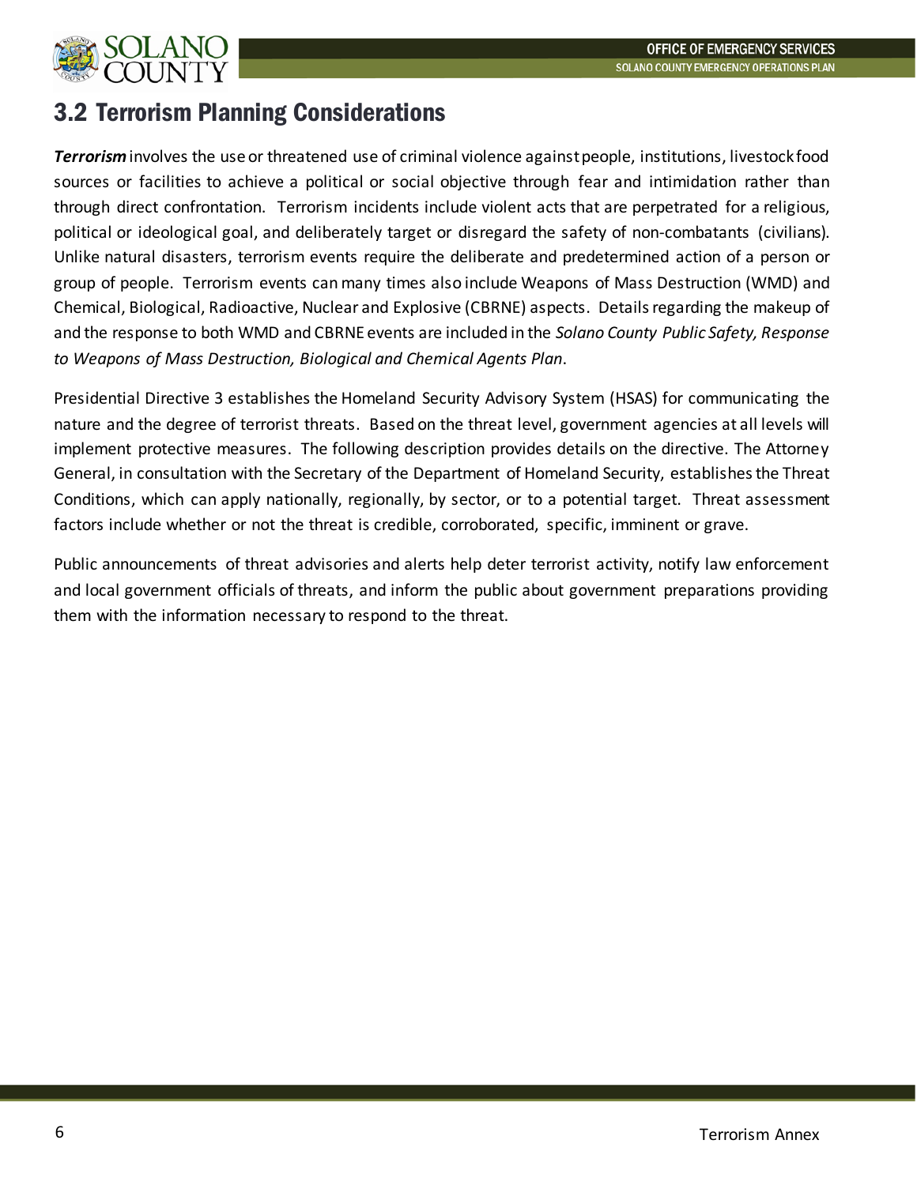## 3.2 Terrorism Planning Considerations

***Terrorism*** involves the use or threatened use of criminal violence against people, institutions, livestock food sources or facilities to achieve a political or social objective through fear and intimidation rather than through direct confrontation. Terrorism incidents include violent acts that are perpetrated for a religious, political or ideological goal, and deliberately target or disregard the safety of non-combatants (civilians). Unlike natural disasters, terrorism events require the deliberate and predetermined action of a person or group of people. Terrorism events can many times also include Weapons of Mass Destruction (WMD) and Chemical, Biological, Radioactive, Nuclear and Explosive (CBRNE) aspects. Details regarding the makeup of and the response to both WMD and CBRNE events are included in the *Solano County Public Safety, Response to Weapons of Mass Destruction, Biological and Chemical Agents Plan*.

Presidential Directive 3 establishes the Homeland Security Advisory System (HSAS) for communicating the nature and the degree of terrorist threats. Based on the threat level, government agencies at all levels will implement protective measures. The following description provides details on the directive. The Attorney General, in consultation with the Secretary of the Department of Homeland Security, establishes the Threat Conditions, which can apply nationally, regionally, by sector, or to a potential target. Threat assessment factors include whether or not the threat is credible, corroborated, specific, imminent or grave.

Public announcements of threat advisories and alerts help deter terrorist activity, notify law enforcement and local government officials of threats, and inform the public about government preparations providing them with the information necessary to respond to the threat.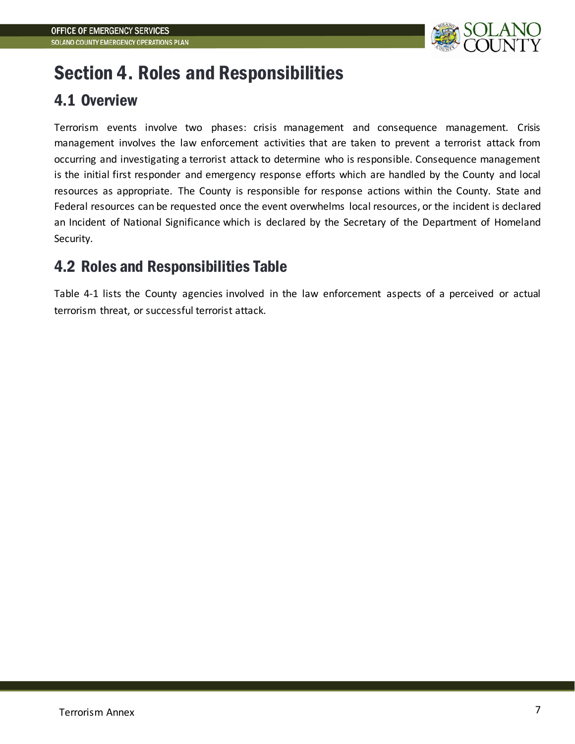# Section 4. Roles and Responsibilities

## 4.1 Overview

Terrorism events involve two phases: crisis management and consequence management. Crisis management involves the law enforcement activities that are taken to prevent a terrorist attack from occurring and investigating a terrorist attack to determine who is responsible. Consequence management is the initial first responder and emergency response efforts which are handled by the County and local resources as appropriate. The County is responsible for response actions within the County. State and Federal resources can be requested once the event overwhelms local resources, or the incident is declared an Incident of National Significance which is declared by the Secretary of the Department of Homeland Security.

## 4.2 Roles and Responsibilities Table

Table 4-1 lists the County agencies involved in the law enforcement aspects of a perceived or actual terrorism threat, or successful terrorist attack.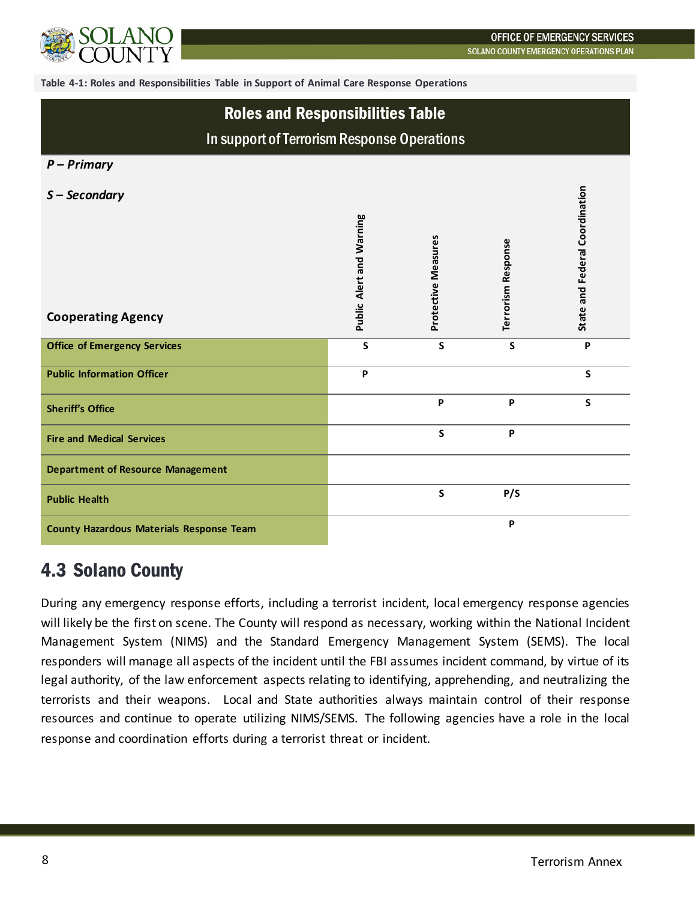Table 4-1: Roles and Responsibilities Table in Support of Animal Care Response Operations

**Roles and Responsibilities Table**

In support of Terrorism Response Operations

*P – Primary*

*S – Secondary*

| Cooperating Agency | Public Alert and Warning | Protective Measures | Terrorism Response | State and Federal Coordination |
|---|---|---|---|---|
| Office of Emergency Services | S | S | S | P |
| Public Information Officer | P | | | S |
| Sheriff's Office | | P | P | S |
| Fire and Medical Services | | S | P | |
| Department of Resource Management | | | | |
| Public Health | | S | P/S | |
| County Hazardous Materials Response Team | | | P | |

## 4.3 Solano County

During any emergency response efforts, including a terrorist incident, local emergency response agencies will likely be the first on scene. The County will respond as necessary, working within the National Incident Management System (NIMS) and the Standard Emergency Management System (SEMS). The local responders will manage all aspects of the incident until the FBI assumes incident command, by virtue of its legal authority, of the law enforcement aspects relating to identifying, apprehending, and neutralizing the terrorists and their weapons. Local and State authorities always maintain control of their response resources and continue to operate utilizing NIMS/SEMS. The following agencies have a role in the local response and coordination efforts during a terrorist threat or incident.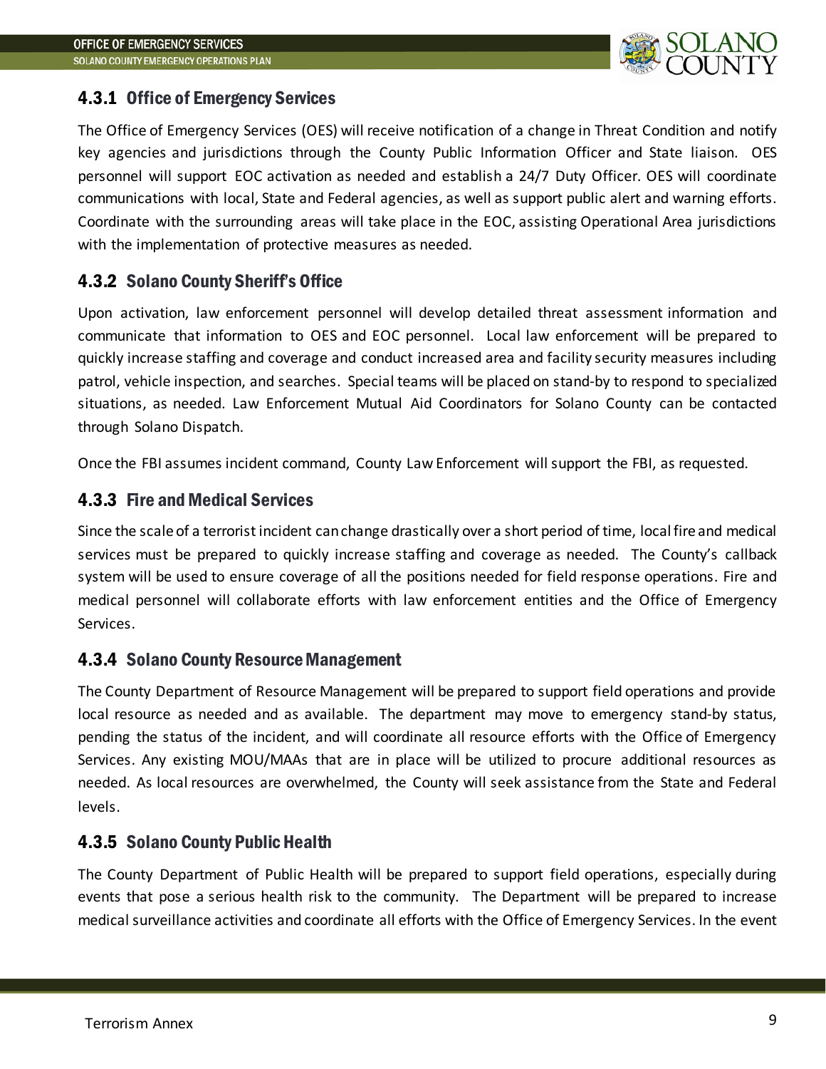### 4.3.1 Office of Emergency Services

The Office of Emergency Services (OES) will receive notification of a change in Threat Condition and notify key agencies and jurisdictions through the County Public Information Officer and State liaison. OES personnel will support EOC activation as needed and establish a 24/7 Duty Officer. OES will coordinate communications with local, State and Federal agencies, as well as support public alert and warning efforts. Coordinate with the surrounding areas will take place in the EOC, assisting Operational Area jurisdictions with the implementation of protective measures as needed.

### 4.3.2 Solano County Sheriff's Office

Upon activation, law enforcement personnel will develop detailed threat assessment information and communicate that information to OES and EOC personnel. Local law enforcement will be prepared to quickly increase staffing and coverage and conduct increased area and facility security measures including patrol, vehicle inspection, and searches. Special teams will be placed on stand-by to respond to specialized situations, as needed. Law Enforcement Mutual Aid Coordinators for Solano County can be contacted through Solano Dispatch.

Once the FBI assumes incident command, County Law Enforcement will support the FBI, as requested.

### 4.3.3 Fire and Medical Services

Since the scale of a terrorist incident can change drastically over a short period of time, local fire and medical services must be prepared to quickly increase staffing and coverage as needed. The County's callback system will be used to ensure coverage of all the positions needed for field response operations. Fire and medical personnel will collaborate efforts with law enforcement entities and the Office of Emergency Services.

### 4.3.4 Solano County Resource Management

The County Department of Resource Management will be prepared to support field operations and provide local resource as needed and as available. The department may move to emergency stand-by status, pending the status of the incident, and will coordinate all resource efforts with the Office of Emergency Services. Any existing MOU/MAAs that are in place will be utilized to procure additional resources as needed. As local resources are overwhelmed, the County will seek assistance from the State and Federal levels.

### 4.3.5 Solano County Public Health

The County Department of Public Health will be prepared to support field operations, especially during events that pose a serious health risk to the community. The Department will be prepared to increase medical surveillance activities and coordinate all efforts with the Office of Emergency Services. In the event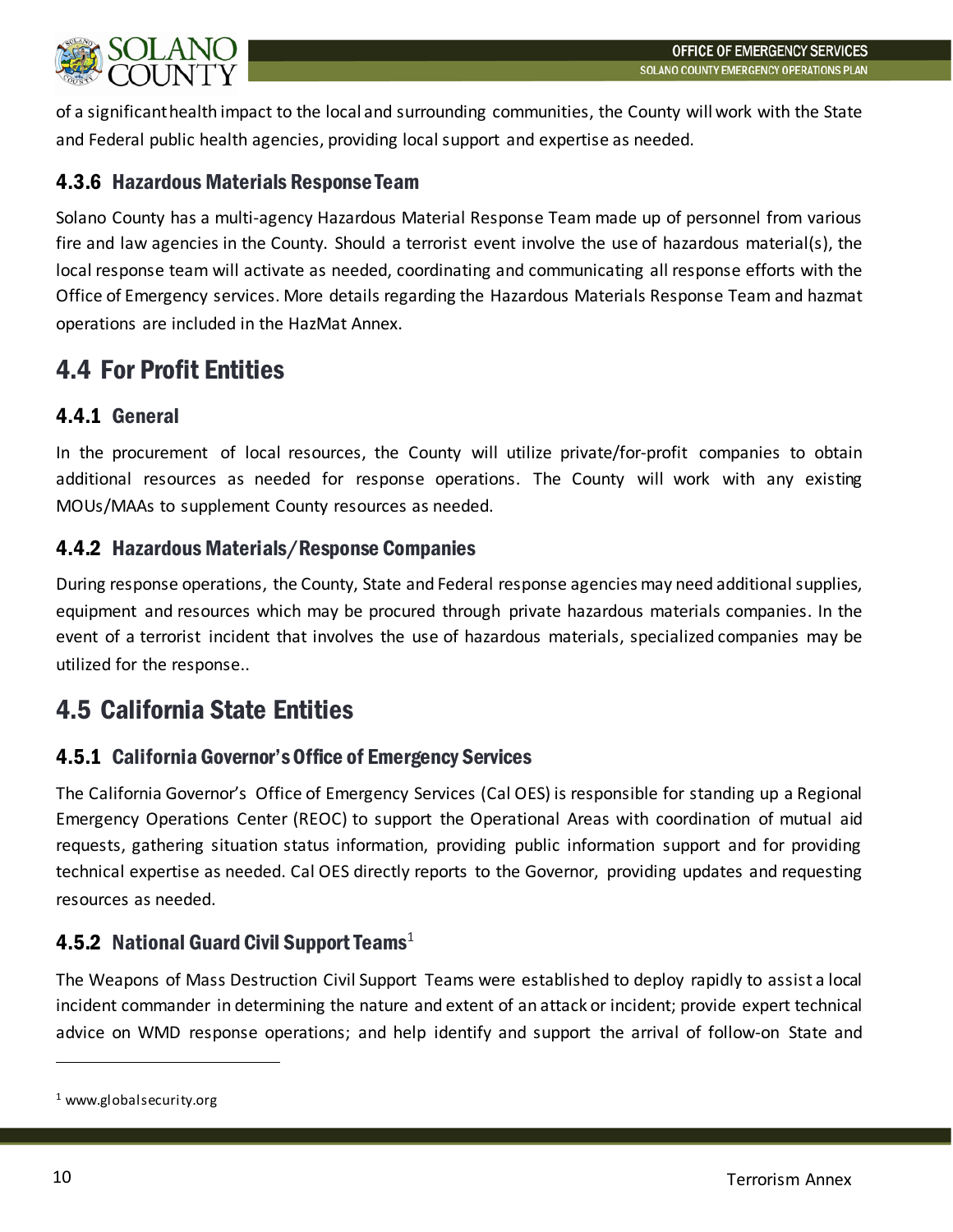of a significant health impact to the local and surrounding communities, the County will work with the State and Federal public health agencies, providing local support and expertise as needed.

### 4.3.6 Hazardous Materials Response Team

Solano County has a multi-agency Hazardous Material Response Team made up of personnel from various fire and law agencies in the County. Should a terrorist event involve the use of hazardous material(s), the local response team will activate as needed, coordinating and communicating all response efforts with the Office of Emergency services. More details regarding the Hazardous Materials Response Team and hazmat operations are included in the HazMat Annex.

## 4.4 For Profit Entities

### 4.4.1 General

In the procurement of local resources, the County will utilize private/for-profit companies to obtain additional resources as needed for response operations. The County will work with any existing MOUs/MAAs to supplement County resources as needed.

### 4.4.2 Hazardous Materials/Response Companies

During response operations, the County, State and Federal response agencies may need additional supplies, equipment and resources which may be procured through private hazardous materials companies. In the event of a terrorist incident that involves the use of hazardous materials, specialized companies may be utilized for the response..

## 4.5 California State Entities

### 4.5.1 California Governor's Office of Emergency Services

The California Governor's Office of Emergency Services (Cal OES) is responsible for standing up a Regional Emergency Operations Center (REOC) to support the Operational Areas with coordination of mutual aid requests, gathering situation status information, providing public information support and for providing technical expertise as needed. Cal OES directly reports to the Governor, providing updates and requesting resources as needed.

### 4.5.2 National Guard Civil Support Teams[1]

The Weapons of Mass Destruction Civil Support Teams were established to deploy rapidly to assist a local incident commander in determining the nature and extent of an attack or incident; provide expert technical advice on WMD response operations; and help identify and support the arrival of follow-on State and

[1] www.globalsecurity.org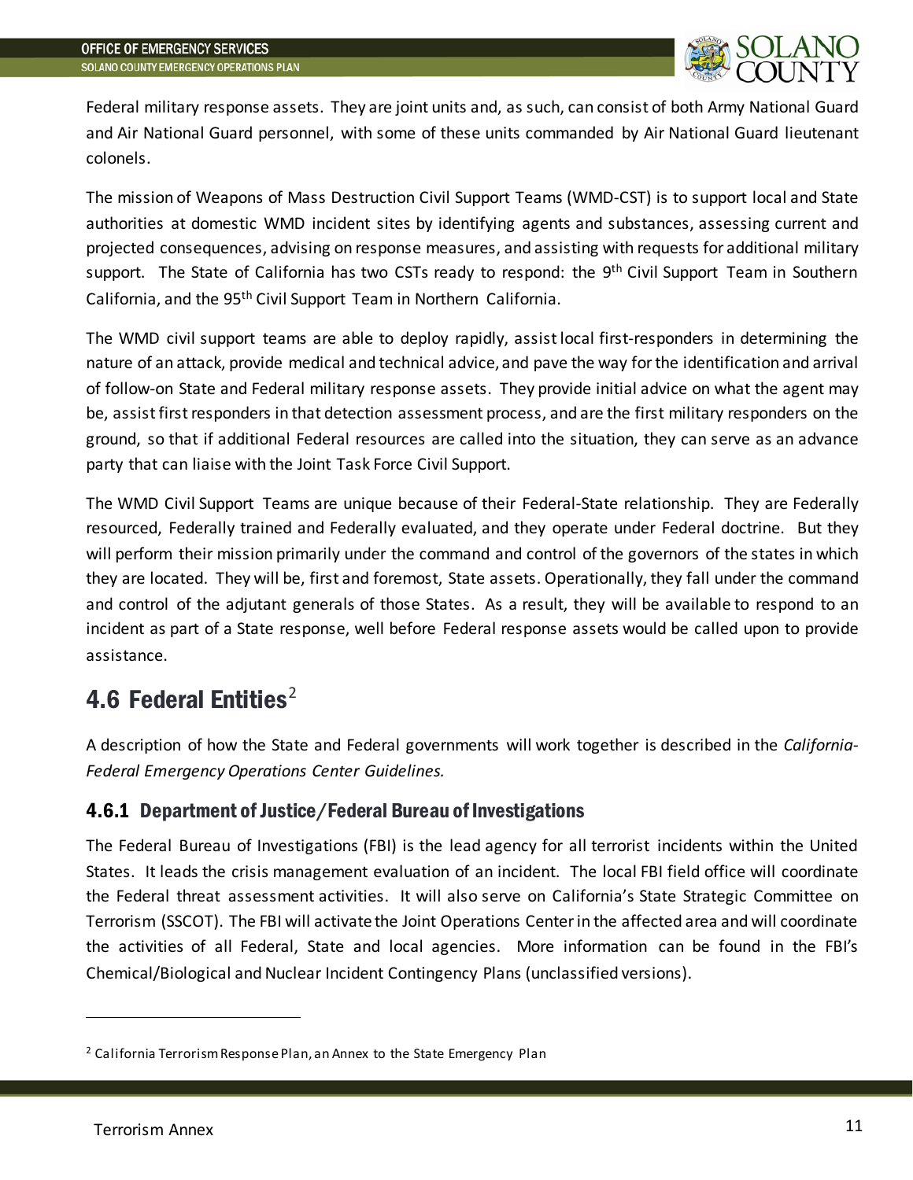Federal military response assets. They are joint units and, as such, can consist of both Army National Guard and Air National Guard personnel, with some of these units commanded by Air National Guard lieutenant colonels.

The mission of Weapons of Mass Destruction Civil Support Teams (WMD-CST) is to support local and State authorities at domestic WMD incident sites by identifying agents and substances, assessing current and projected consequences, advising on response measures, and assisting with requests for additional military support. The State of California has two CSTs ready to respond: the 9th Civil Support Team in Southern California, and the 95th Civil Support Team in Northern California.

The WMD civil support teams are able to deploy rapidly, assist local first-responders in determining the nature of an attack, provide medical and technical advice, and pave the way for the identification and arrival of follow-on State and Federal military response assets. They provide initial advice on what the agent may be, assist first responders in that detection assessment process, and are the first military responders on the ground, so that if additional Federal resources are called into the situation, they can serve as an advance party that can liaise with the Joint Task Force Civil Support.

The WMD Civil Support Teams are unique because of their Federal-State relationship. They are Federally resourced, Federally trained and Federally evaluated, and they operate under Federal doctrine. But they will perform their mission primarily under the command and control of the governors of the states in which they are located. They will be, first and foremost, State assets. Operationally, they fall under the command and control of the adjutant generals of those States. As a result, they will be available to respond to an incident as part of a State response, well before Federal response assets would be called upon to provide assistance.

## 4.6 Federal Entities[2]

A description of how the State and Federal governments will work together is described in the *California-Federal Emergency Operations Center Guidelines.*

### 4.6.1 Department of Justice/Federal Bureau of Investigations

The Federal Bureau of Investigations (FBI) is the lead agency for all terrorist incidents within the United States. It leads the crisis management evaluation of an incident. The local FBI field office will coordinate the Federal threat assessment activities. It will also serve on California's State Strategic Committee on Terrorism (SSCOT). The FBI will activate the Joint Operations Center in the affected area and will coordinate the activities of all Federal, State and local agencies. More information can be found in the FBI's Chemical/Biological and Nuclear Incident Contingency Plans (unclassified versions).

[2] California Terrorism Response Plan, an Annex to the State Emergency Plan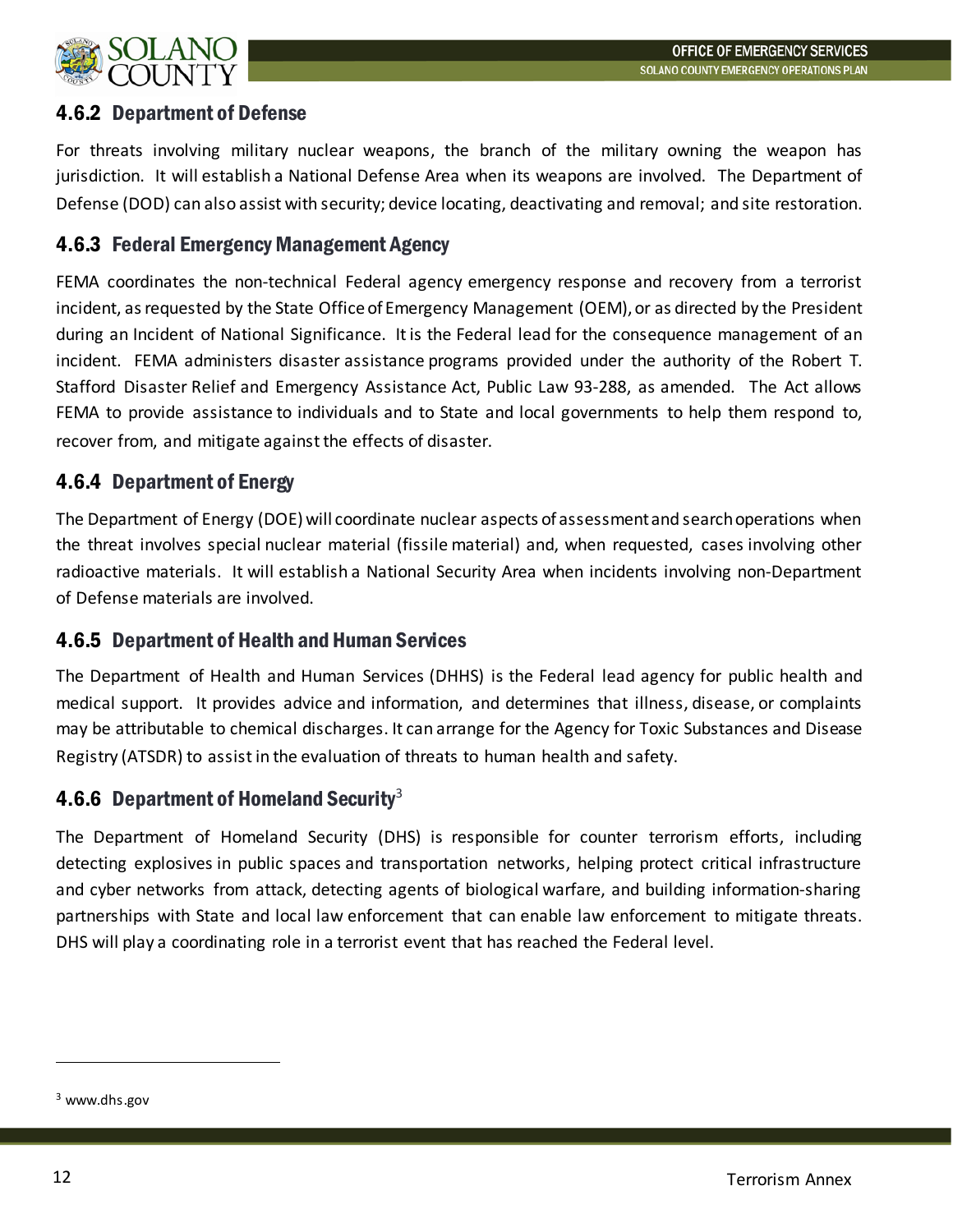### 4.6.2 Department of Defense

For threats involving military nuclear weapons, the branch of the military owning the weapon has jurisdiction. It will establish a National Defense Area when its weapons are involved. The Department of Defense (DOD) can also assist with security; device locating, deactivating and removal; and site restoration.

### 4.6.3 Federal Emergency Management Agency

FEMA coordinates the non-technical Federal agency emergency response and recovery from a terrorist incident, as requested by the State Office of Emergency Management (OEM), or as directed by the President during an Incident of National Significance. It is the Federal lead for the consequence management of an incident. FEMA administers disaster assistance programs provided under the authority of the Robert T. Stafford Disaster Relief and Emergency Assistance Act, Public Law 93-288, as amended. The Act allows FEMA to provide assistance to individuals and to State and local governments to help them respond to, recover from, and mitigate against the effects of disaster.

### 4.6.4 Department of Energy

The Department of Energy (DOE) will coordinate nuclear aspects of assessment and search operations when the threat involves special nuclear material (fissile material) and, when requested, cases involving other radioactive materials. It will establish a National Security Area when incidents involving non-Department of Defense materials are involved.

### 4.6.5 Department of Health and Human Services

The Department of Health and Human Services (DHHS) is the Federal lead agency for public health and medical support. It provides advice and information, and determines that illness, disease, or complaints may be attributable to chemical discharges. It can arrange for the Agency for Toxic Substances and Disease Registry (ATSDR) to assist in the evaluation of threats to human health and safety.

### 4.6.6 Department of Homeland Security[3]

The Department of Homeland Security (DHS) is responsible for counter terrorism efforts, including detecting explosives in public spaces and transportation networks, helping protect critical infrastructure and cyber networks from attack, detecting agents of biological warfare, and building information-sharing partnerships with State and local law enforcement that can enable law enforcement to mitigate threats. DHS will play a coordinating role in a terrorist event that has reached the Federal level.

[3] www.dhs.gov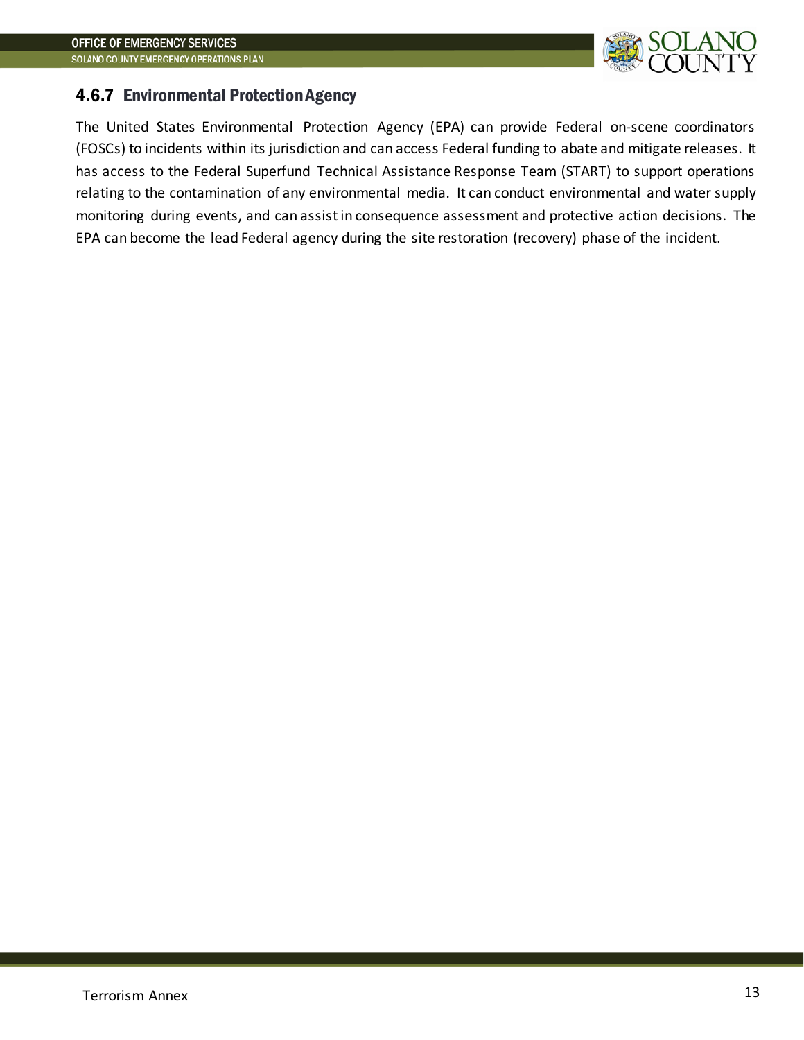### 4.6.7 Environmental Protection Agency

The United States Environmental Protection Agency (EPA) can provide Federal on-scene coordinators (FOSCs) to incidents within its jurisdiction and can access Federal funding to abate and mitigate releases. It has access to the Federal Superfund Technical Assistance Response Team (START) to support operations relating to the contamination of any environmental media. It can conduct environmental and water supply monitoring during events, and can assist in consequence assessment and protective action decisions. The EPA can become the lead Federal agency during the site restoration (recovery) phase of the incident.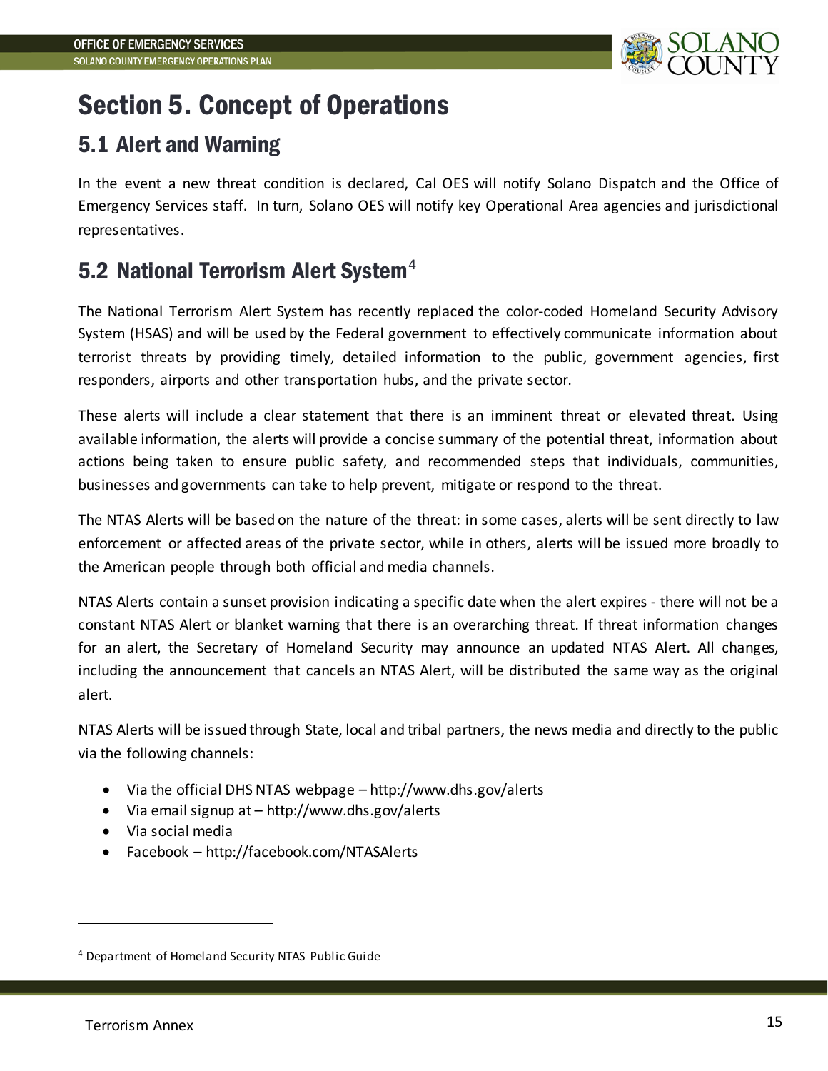# Section 5. Concept of Operations

## 5.1 Alert and Warning

In the event a new threat condition is declared, Cal OES will notify Solano Dispatch and the Office of Emergency Services staff. In turn, Solano OES will notify key Operational Area agencies and jurisdictional representatives.

## 5.2 National Terrorism Alert System[4]

The National Terrorism Alert System has recently replaced the color-coded Homeland Security Advisory System (HSAS) and will be used by the Federal government to effectively communicate information about terrorist threats by providing timely, detailed information to the public, government agencies, first responders, airports and other transportation hubs, and the private sector.

These alerts will include a clear statement that there is an imminent threat or elevated threat. Using available information, the alerts will provide a concise summary of the potential threat, information about actions being taken to ensure public safety, and recommended steps that individuals, communities, businesses and governments can take to help prevent, mitigate or respond to the threat.

The NTAS Alerts will be based on the nature of the threat: in some cases, alerts will be sent directly to law enforcement or affected areas of the private sector, while in others, alerts will be issued more broadly to the American people through both official and media channels.

NTAS Alerts contain a sunset provision indicating a specific date when the alert expires - there will not be a constant NTAS Alert or blanket warning that there is an overarching threat. If threat information changes for an alert, the Secretary of Homeland Security may announce an updated NTAS Alert. All changes, including the announcement that cancels an NTAS Alert, will be distributed the same way as the original alert.

NTAS Alerts will be issued through State, local and tribal partners, the news media and directly to the public via the following channels:

- Via the official DHS NTAS webpage – http://www.dhs.gov/alerts
- Via email signup at – http://www.dhs.gov/alerts
- Via social media
- Facebook – http://facebook.com/NTASAlerts

---

[4] Department of Homeland Security NTAS Public Guide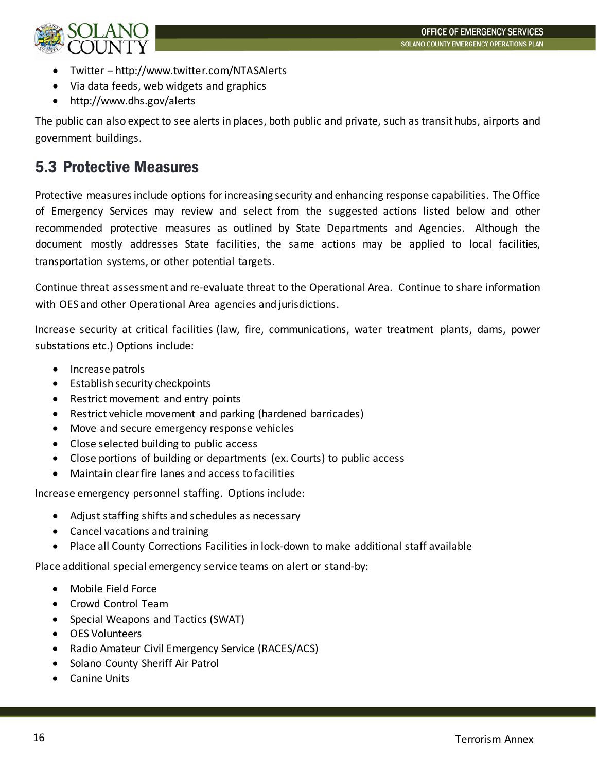- Twitter – http://www.twitter.com/NTASAlerts
- Via data feeds, web widgets and graphics
- http://www.dhs.gov/alerts

The public can also expect to see alerts in places, both public and private, such as transit hubs, airports and government buildings.

## 5.3 Protective Measures

Protective measures include options for increasing security and enhancing response capabilities. The Office of Emergency Services may review and select from the suggested actions listed below and other recommended protective measures as outlined by State Departments and Agencies. Although the document mostly addresses State facilities, the same actions may be applied to local facilities, transportation systems, or other potential targets.

Continue threat assessment and re-evaluate threat to the Operational Area. Continue to share information with OES and other Operational Area agencies and jurisdictions.

Increase security at critical facilities (law, fire, communications, water treatment plants, dams, power substations etc.) Options include:

- Increase patrols
- Establish security checkpoints
- Restrict movement and entry points
- Restrict vehicle movement and parking (hardened barricades)
- Move and secure emergency response vehicles
- Close selected building to public access
- Close portions of building or departments (ex. Courts) to public access
- Maintain clear fire lanes and access to facilities

Increase emergency personnel staffing. Options include:

- Adjust staffing shifts and schedules as necessary
- Cancel vacations and training
- Place all County Corrections Facilities in lock-down to make additional staff available

Place additional special emergency service teams on alert or stand-by:

- Mobile Field Force
- Crowd Control Team
- Special Weapons and Tactics (SWAT)
- OES Volunteers
- Radio Amateur Civil Emergency Service (RACES/ACS)
- Solano County Sheriff Air Patrol
- Canine Units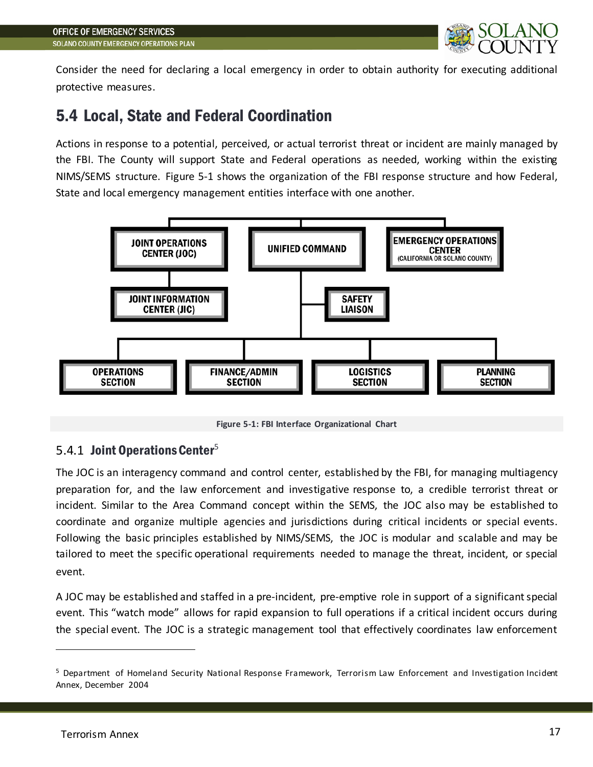Consider the need for declaring a local emergency in order to obtain authority for executing additional protective measures.

## 5.4 Local, State and Federal Coordination

Actions in response to a potential, perceived, or actual terrorist threat or incident are mainly managed by the FBI. The County will support State and Federal operations as needed, working within the existing NIMS/SEMS structure. Figure 5-1 shows the organization of the FBI response structure and how Federal, State and local emergency management entities interface with one another.

JOINT OPERATIONS CENTER (JOC)

UNIFIED COMMAND

EMERGENCY OPERATIONS CENTER (CALIFORNIA OR SOLANO COUNTY)

JOINT INFORMATION CENTER (JIC)

SAFETY LIAISON

OPERATIONS SECTION

FINANCE/ADMIN SECTION

LOGISTICS SECTION

PLANNING SECTION

**Figure 5-1: FBI Interface Organizational Chart**

### 5.4.1 Joint Operations Center[5]

The JOC is an interagency command and control center, established by the FBI, for managing multiagency preparation for, and the law enforcement and investigative response to, a credible terrorist threat or incident. Similar to the Area Command concept within the SEMS, the JOC also may be established to coordinate and organize multiple agencies and jurisdictions during critical incidents or special events. Following the basic principles established by NIMS/SEMS, the JOC is modular and scalable and may be tailored to meet the specific operational requirements needed to manage the threat, incident, or special event.

A JOC may be established and staffed in a pre-incident, pre-emptive role in support of a significant special event. This "watch mode" allows for rapid expansion to full operations if a critical incident occurs during the special event. The JOC is a strategic management tool that effectively coordinates law enforcement

[5] Department of Homeland Security National Response Framework, Terrorism Law Enforcement and Investigation Incident Annex, December 2004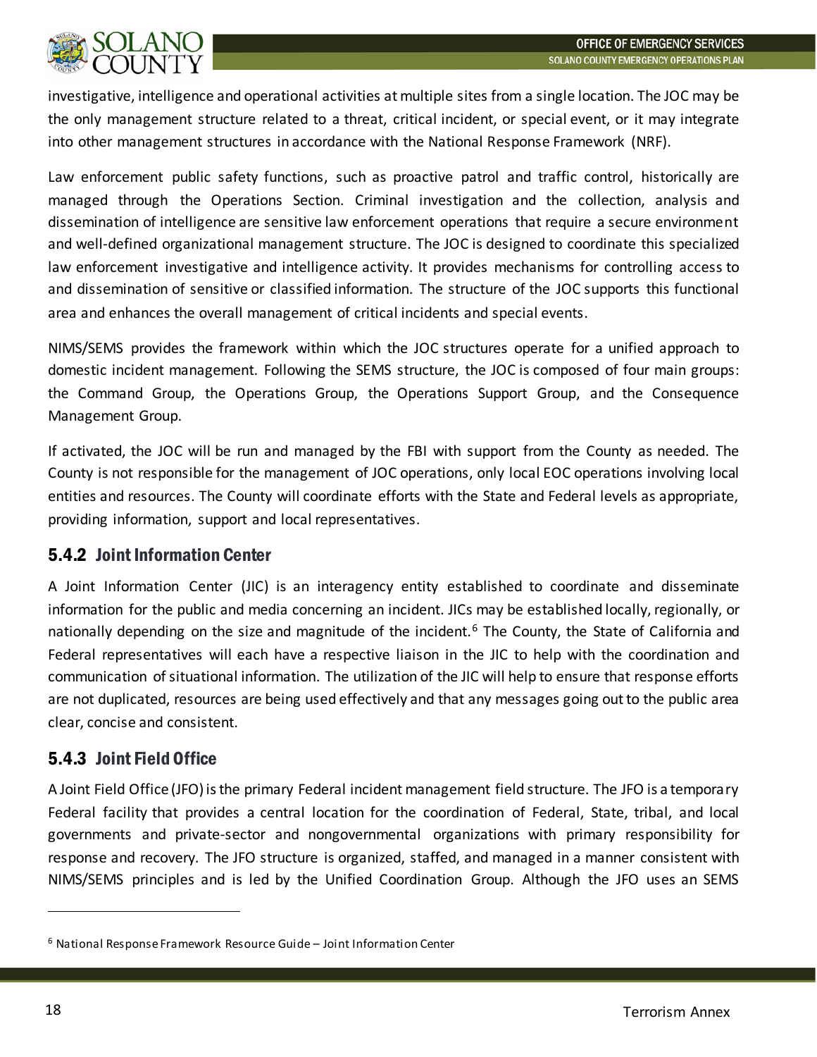investigative, intelligence and operational activities at multiple sites from a single location. The JOC may be the only management structure related to a threat, critical incident, or special event, or it may integrate into other management structures in accordance with the National Response Framework (NRF).

Law enforcement public safety functions, such as proactive patrol and traffic control, historically are managed through the Operations Section. Criminal investigation and the collection, analysis and dissemination of intelligence are sensitive law enforcement operations that require a secure environment and well-defined organizational management structure. The JOC is designed to coordinate this specialized law enforcement investigative and intelligence activity. It provides mechanisms for controlling access to and dissemination of sensitive or classified information. The structure of the JOC supports this functional area and enhances the overall management of critical incidents and special events.

NIMS/SEMS provides the framework within which the JOC structures operate for a unified approach to domestic incident management. Following the SEMS structure, the JOC is composed of four main groups: the Command Group, the Operations Group, the Operations Support Group, and the Consequence Management Group.

If activated, the JOC will be run and managed by the FBI with support from the County as needed. The County is not responsible for the management of JOC operations, only local EOC operations involving local entities and resources. The County will coordinate efforts with the State and Federal levels as appropriate, providing information, support and local representatives.

### 5.4.2 Joint Information Center

A Joint Information Center (JIC) is an interagency entity established to coordinate and disseminate information for the public and media concerning an incident. JICs may be established locally, regionally, or nationally depending on the size and magnitude of the incident.[6] The County, the State of California and Federal representatives will each have a respective liaison in the JIC to help with the coordination and communication of situational information. The utilization of the JIC will help to ensure that response efforts are not duplicated, resources are being used effectively and that any messages going out to the public area clear, concise and consistent.

### 5.4.3 Joint Field Office

A Joint Field Office (JFO) is the primary Federal incident management field structure. The JFO is a temporary Federal facility that provides a central location for the coordination of Federal, State, tribal, and local governments and private-sector and nongovernmental organizations with primary responsibility for response and recovery. The JFO structure is organized, staffed, and managed in a manner consistent with NIMS/SEMS principles and is led by the Unified Coordination Group. Although the JFO uses an SEMS

---

[6] National Response Framework Resource Guide – Joint Information Center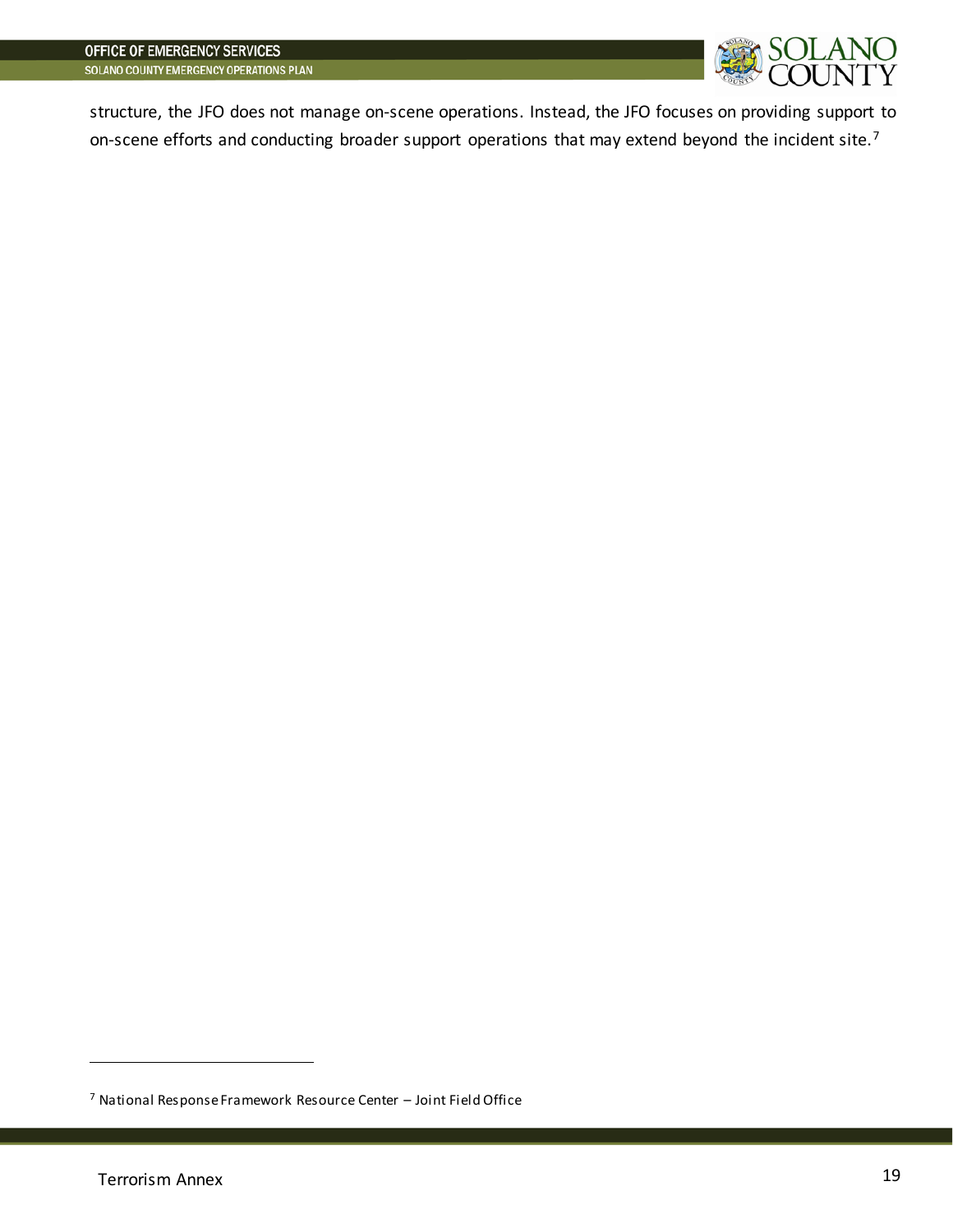structure, the JFO does not manage on-scene operations. Instead, the JFO focuses on providing support to on-scene efforts and conducting broader support operations that may extend beyond the incident site.[7]

[7] National Response Framework Resource Center – Joint Field Office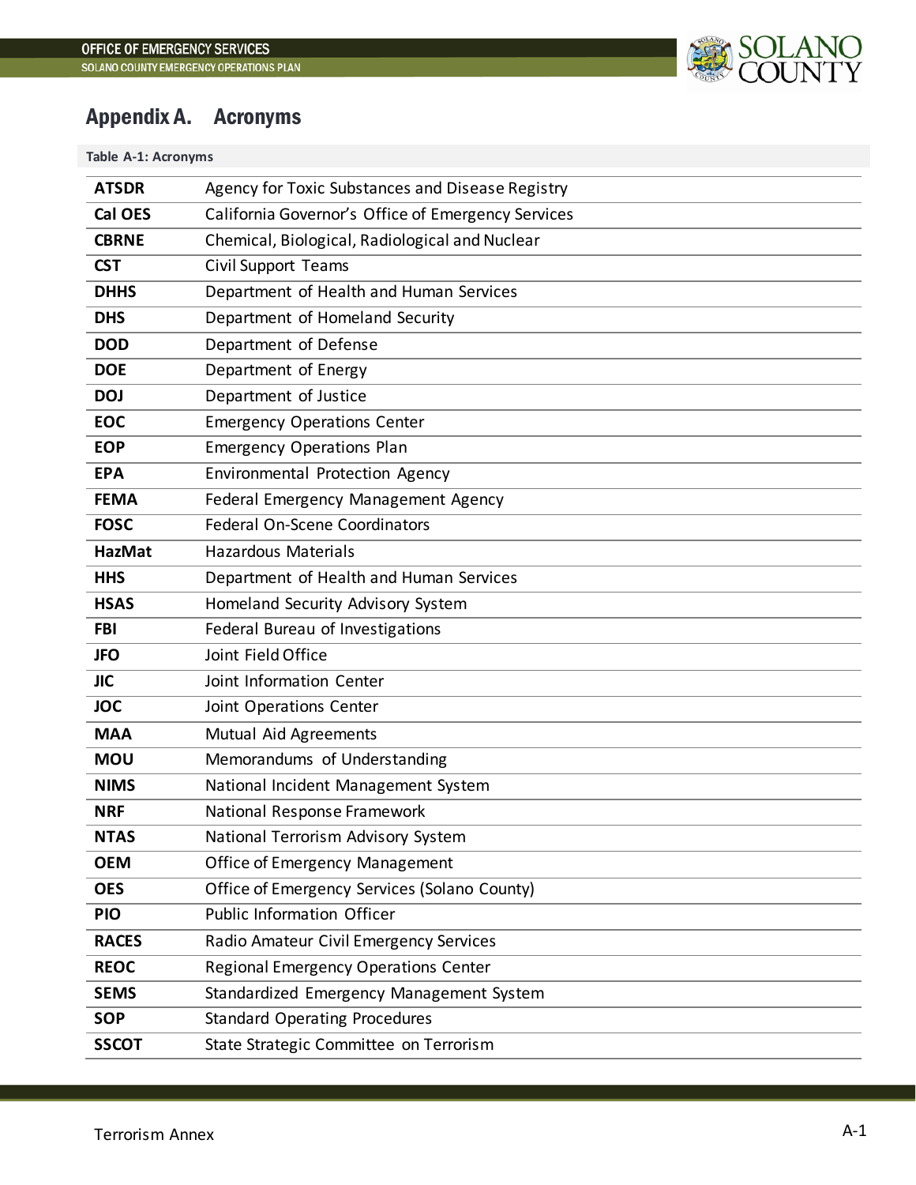# Appendix A. Acronyms

Table A-1: Acronyms

| | |
|---|---|
| **ATSDR** | Agency for Toxic Substances and Disease Registry |
| **Cal OES** | California Governor's Office of Emergency Services |
| **CBRNE** | Chemical, Biological, Radiological and Nuclear |
| **CST** | Civil Support Teams |
| **DHHS** | Department of Health and Human Services |
| **DHS** | Department of Homeland Security |
| **DOD** | Department of Defense |
| **DOE** | Department of Energy |
| **DOJ** | Department of Justice |
| **EOC** | Emergency Operations Center |
| **EOP** | Emergency Operations Plan |
| **EPA** | Environmental Protection Agency |
| **FEMA** | Federal Emergency Management Agency |
| **FOSC** | Federal On-Scene Coordinators |
| **HazMat** | Hazardous Materials |
| **HHS** | Department of Health and Human Services |
| **HSAS** | Homeland Security Advisory System |
| **FBI** | Federal Bureau of Investigations |
| **JFO** | Joint Field Office |
| **JIC** | Joint Information Center |
| **JOC** | Joint Operations Center |
| **MAA** | Mutual Aid Agreements |
| **MOU** | Memorandums of Understanding |
| **NIMS** | National Incident Management System |
| **NRF** | National Response Framework |
| **NTAS** | National Terrorism Advisory System |
| **OEM** | Office of Emergency Management |
| **OES** | Office of Emergency Services (Solano County) |
| **PIO** | Public Information Officer |
| **RACES** | Radio Amateur Civil Emergency Services |
| **REOC** | Regional Emergency Operations Center |
| **SEMS** | Standardized Emergency Management System |
| **SOP** | Standard Operating Procedures |
| **SSCOT** | State Strategic Committee on Terrorism |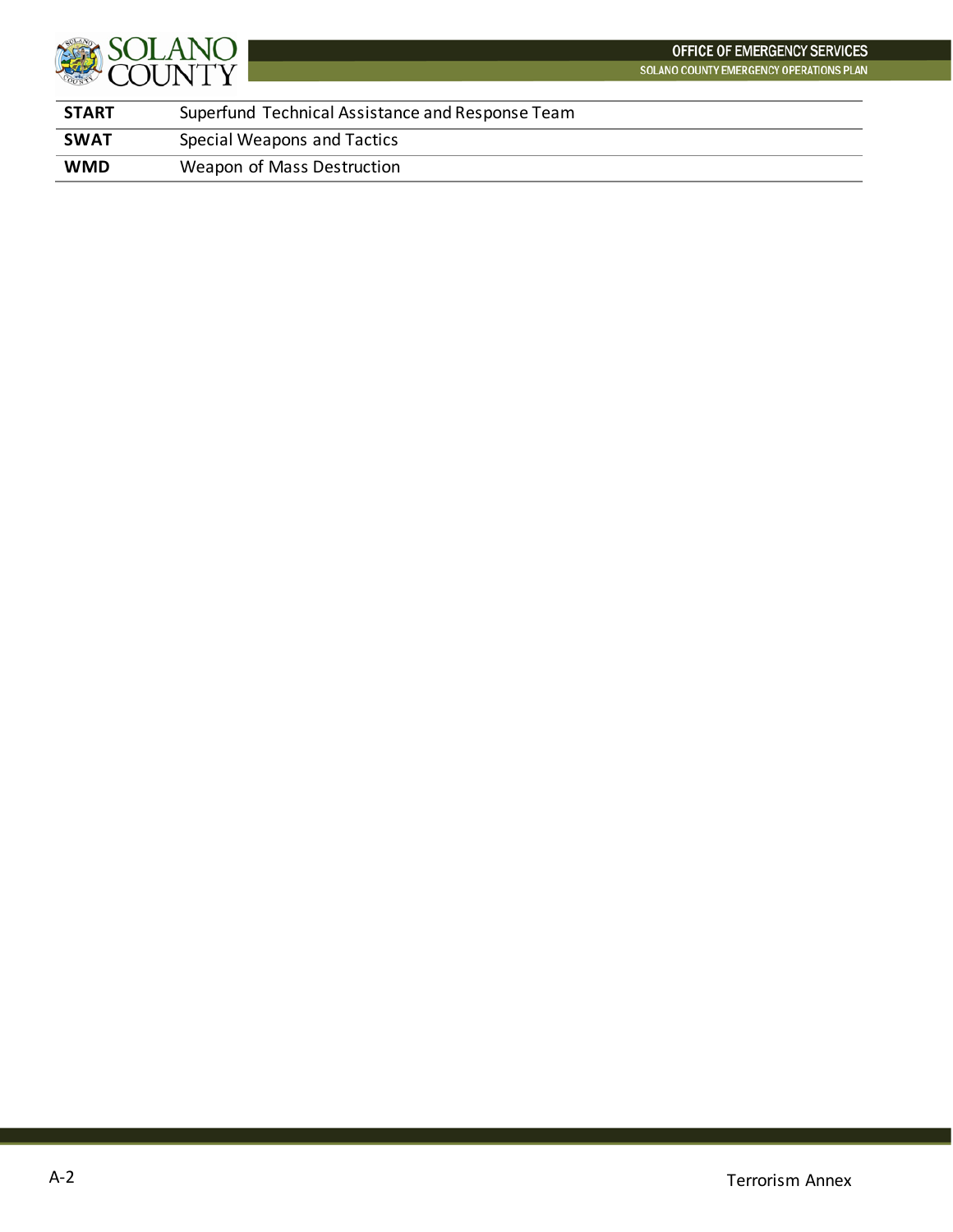| | |
|---|---|
| **START** | Superfund Technical Assistance and Response Team |
| **SWAT** | Special Weapons and Tactics |
| **WMD** | Weapon of Mass Destruction |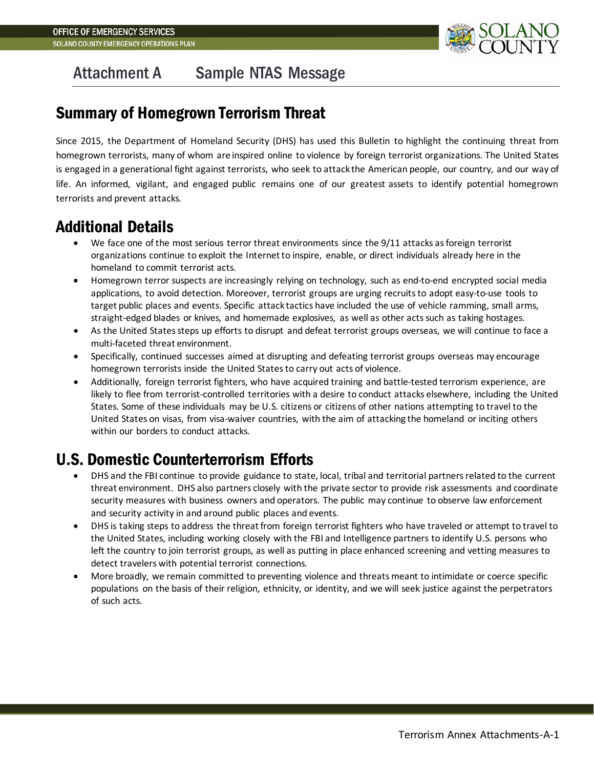# Attachment A Sample NTAS Message

## Summary of Homegrown Terrorism Threat

Since 2015, the Department of Homeland Security (DHS) has used this Bulletin to highlight the continuing threat from homegrown terrorists, many of whom are inspired online to violence by foreign terrorist organizations. The United States is engaged in a generational fight against terrorists, who seek to attack the American people, our country, and our way of life. An informed, vigilant, and engaged public remains one of our greatest assets to identify potential homegrown terrorists and prevent attacks.

## Additional Details

- We face one of the most serious terror threat environments since the 9/11 attacks as foreign terrorist organizations continue to exploit the Internet to inspire, enable, or direct individuals already here in the homeland to commit terrorist acts.
- Homegrown terror suspects are increasingly relying on technology, such as end-to-end encrypted social media applications, to avoid detection. Moreover, terrorist groups are urging recruits to adopt easy-to-use tools to target public places and events. Specific attack tactics have included the use of vehicle ramming, small arms, straight-edged blades or knives, and homemade explosives, as well as other acts such as taking hostages.
- As the United States steps up efforts to disrupt and defeat terrorist groups overseas, we will continue to face a multi-faceted threat environment.
- Specifically, continued successes aimed at disrupting and defeating terrorist groups overseas may encourage homegrown terrorists inside the United States to carry out acts of violence.
- Additionally, foreign terrorist fighters, who have acquired training and battle-tested terrorism experience, are likely to flee from terrorist-controlled territories with a desire to conduct attacks elsewhere, including the United States. Some of these individuals may be U.S. citizens or citizens of other nations attempting to travel to the United States on visas, from visa-waiver countries, with the aim of attacking the homeland or inciting others within our borders to conduct attacks.

## U.S. Domestic Counterterrorism Efforts

- DHS and the FBI continue to provide guidance to state, local, tribal and territorial partners related to the current threat environment. DHS also partners closely with the private sector to provide risk assessments and coordinate security measures with business owners and operators. The public may continue to observe law enforcement and security activity in and around public places and events.
- DHS is taking steps to address the threat from foreign terrorist fighters who have traveled or attempt to travel to the United States, including working closely with the FBI and Intelligence partners to identify U.S. persons who left the country to join terrorist groups, as well as putting in place enhanced screening and vetting measures to detect travelers with potential terrorist connections.
- More broadly, we remain committed to preventing violence and threats meant to intimidate or coerce specific populations on the basis of their religion, ethnicity, or identity, and we will seek justice against the perpetrators of such acts.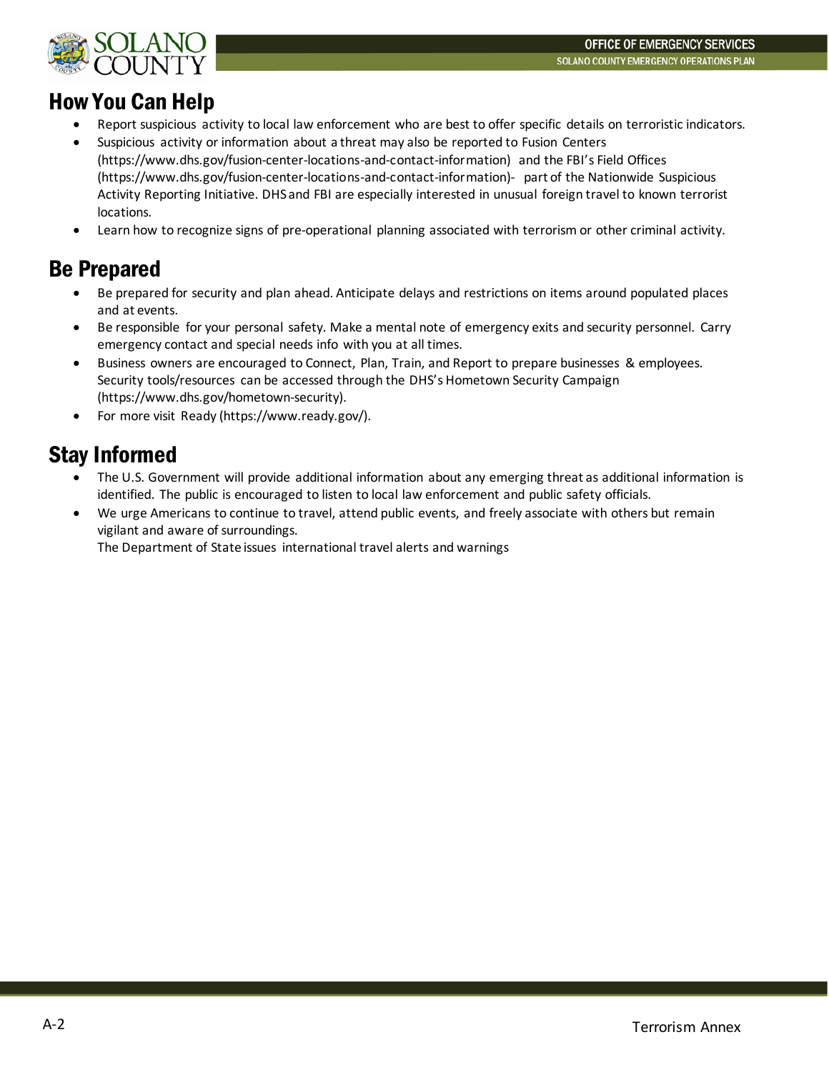## How You Can Help

- Report suspicious activity to local law enforcement who are best to offer specific details on terroristic indicators.
- Suspicious activity or information about a threat may also be reported to Fusion Centers (https://www.dhs.gov/fusion-center-locations-and-contact-information) and the FBI's Field Offices (https://www.dhs.gov/fusion-center-locations-and-contact-information)- part of the Nationwide Suspicious Activity Reporting Initiative. DHS and FBI are especially interested in unusual foreign travel to known terrorist locations.
- Learn how to recognize signs of pre-operational planning associated with terrorism or other criminal activity.

## Be Prepared

- Be prepared for security and plan ahead. Anticipate delays and restrictions on items around populated places and at events.
- Be responsible for your personal safety. Make a mental note of emergency exits and security personnel. Carry emergency contact and special needs info with you at all times.
- Business owners are encouraged to Connect, Plan, Train, and Report to prepare businesses & employees. Security tools/resources can be accessed through the DHS's Hometown Security Campaign (https://www.dhs.gov/hometown-security).
- For more visit Ready (https://www.ready.gov/).

## Stay Informed

- The U.S. Government will provide additional information about any emerging threat as additional information is identified. The public is encouraged to listen to local law enforcement and public safety officials.
- We urge Americans to continue to travel, attend public events, and freely associate with others but remain vigilant and aware of surroundings.
  The Department of State issues international travel alerts and warnings